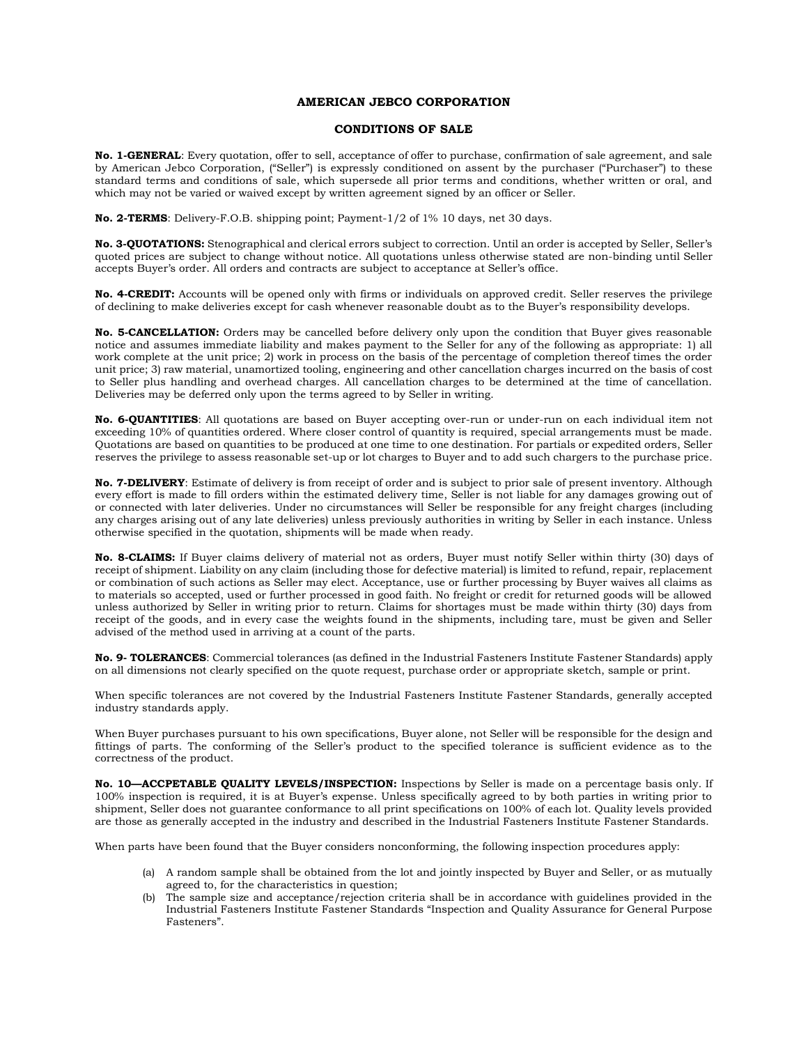# AMERICAN JEBCO CORPORATION

## CONDITIONS OF SALE

**No. 1-GENERAL**: Every quotation, offer to sell, acceptance of offer to purchase, confirmation of sale agreement, and sale by American Jebco Corporation, ("Seller") is expressly conditioned on assent by the purchaser ("Purchaser") to these standard terms and conditions of sale, which supersede all prior terms and conditions, whether written or oral, and which may not be varied or waived except by written agreement signed by an officer or Seller.

**No. 2-TERMS**: Delivery-F.O.B. shipping point; Payment-1/2 of 1% 10 days, net 30 days.

**No. 3-QUOTATIONS:** Stenographical and clerical errors subject to correction. Until an order is accepted by Seller, Seller's quoted prices are subject to change without notice. All quotations unless otherwise stated are non-binding until Seller accepts Buyer's order. All orders and contracts are subject to acceptance at Seller's office.

**No. 4-CREDIT:** Accounts will be opened only with firms or individuals on approved credit. Seller reserves the privilege of declining to make deliveries except for cash whenever reasonable doubt as to the Buyer's responsibility develops.

**No. 5-CANCELLATION:** Orders may be cancelled before delivery only upon the condition that Buyer gives reasonable notice and assumes immediate liability and makes payment to the Seller for any of the following as appropriate: 1) all work complete at the unit price; 2) work in process on the basis of the percentage of completion thereof times the order unit price; 3) raw material, unamortized tooling, engineering and other cancellation charges incurred on the basis of cost to Seller plus handling and overhead charges. All cancellation charges to be determined at the time of cancellation. Deliveries may be deferred only upon the terms agreed to by Seller in writing.

**No. 6-QUANTITIES**: All quotations are based on Buyer accepting over-run or under-run on each individual item not exceeding 10% of quantities ordered. Where closer control of quantity is required, special arrangements must be made. Quotations are based on quantities to be produced at one time to one destination. For partials or expedited orders, Seller reserves the privilege to assess reasonable set-up or lot charges to Buyer and to add such chargers to the purchase price.

**No. 7-DELIVERY**: Estimate of delivery is from receipt of order and is subject to prior sale of present inventory. Although every effort is made to fill orders within the estimated delivery time, Seller is not liable for any damages growing out of or connected with later deliveries. Under no circumstances will Seller be responsible for any freight charges (including any charges arising out of any late deliveries) unless previously authorities in writing by Seller in each instance. Unless otherwise specified in the quotation, shipments will be made when ready.

**No. 8-CLAIMS:** If Buyer claims delivery of material not as orders, Buyer must notify Seller within thirty (30) days of receipt of shipment. Liability on any claim (including those for defective material) is limited to refund, repair, replacement or combination of such actions as Seller may elect. Acceptance, use or further processing by Buyer waives all claims as to materials so accepted, used or further processed in good faith. No freight or credit for returned goods will be allowed unless authorized by Seller in writing prior to return. Claims for shortages must be made within thirty (30) days from receipt of the goods, and in every case the weights found in the shipments, including tare, must be given and Seller advised of the method used in arriving at a count of the parts.

**No. 9- TOLERANCES**: Commercial tolerances (as defined in the Industrial Fasteners Institute Fastener Standards) apply on all dimensions not clearly specified on the quote request, purchase order or appropriate sketch, sample or print.

When specific tolerances are not covered by the Industrial Fasteners Institute Fastener Standards, generally accepted industry standards apply.

When Buyer purchases pursuant to his own specifications, Buyer alone, not Seller will be responsible for the design and fittings of parts. The conforming of the Seller's product to the specified tolerance is sufficient evidence as to the correctness of the product.

**No. 10—ACCPETABLE QUALITY LEVELS/INSPECTION:** Inspections by Seller is made on a percentage basis only. If 100% inspection is required, it is at Buyer's expense. Unless specifically agreed to by both parties in writing prior to shipment, Seller does not guarantee conformance to all print specifications on 100% of each lot. Quality levels provided are those as generally accepted in the industry and described in the Industrial Fasteners Institute Fastener Standards.

When parts have been found that the Buyer considers nonconforming, the following inspection procedures apply:

(a) A random sample shall be obtained from the lot and jointly inspected by Buyer and Seller, or as mutually agreed to, for the characteristics in question;

(b) The sample size and acceptance/rejection criteria shall be in accordance with guidelines provided in the Industrial Fasteners Institute Fastener Standards "Inspection and Quality Assurance for General Purpose Fasteners".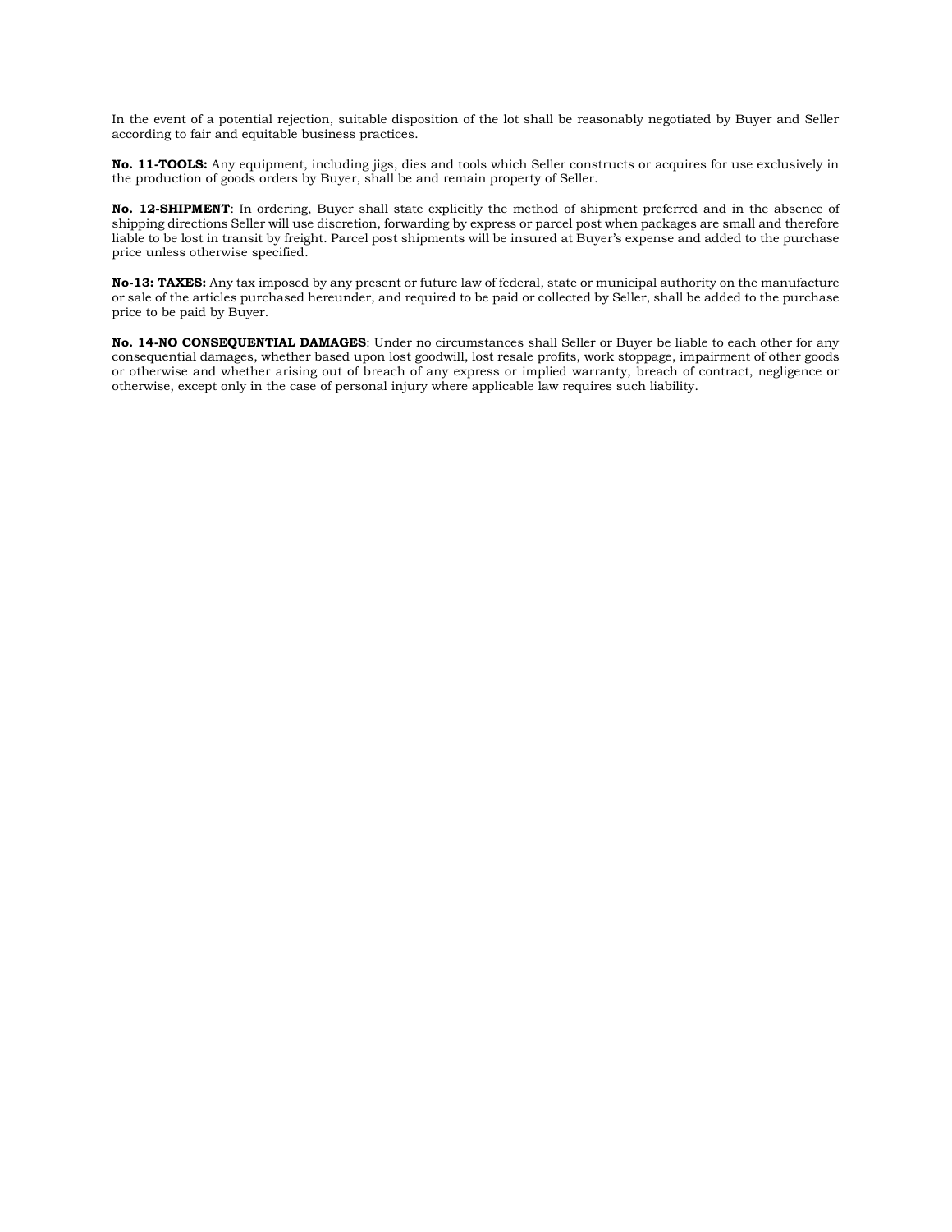In the event of a potential rejection, suitable disposition of the lot shall be reasonably negotiated by Buyer and Seller according to fair and equitable business practices.

**No. 11-TOOLS:** Any equipment, including jigs, dies and tools which Seller constructs or acquires for use exclusively in the production of goods orders by Buyer, shall be and remain property of Seller.

**No. 12-SHIPMENT**: In ordering, Buyer shall state explicitly the method of shipment preferred and in the absence of shipping directions Seller will use discretion, forwarding by express or parcel post when packages are small and therefore liable to be lost in transit by freight. Parcel post shipments will be insured at Buyer's expense and added to the purchase price unless otherwise specified.

**No-13: TAXES:** Any tax imposed by any present or future law of federal, state or municipal authority on the manufacture or sale of the articles purchased hereunder, and required to be paid or collected by Seller, shall be added to the purchase price to be paid by Buyer.

**No. 14-NO CONSEQUENTIAL DAMAGES**: Under no circumstances shall Seller or Buyer be liable to each other for any consequential damages, whether based upon lost goodwill, lost resale profits, work stoppage, impairment of other goods or otherwise and whether arising out of breach of any express or implied warranty, breach of contract, negligence or otherwise, except only in the case of personal injury where applicable law requires such liability.